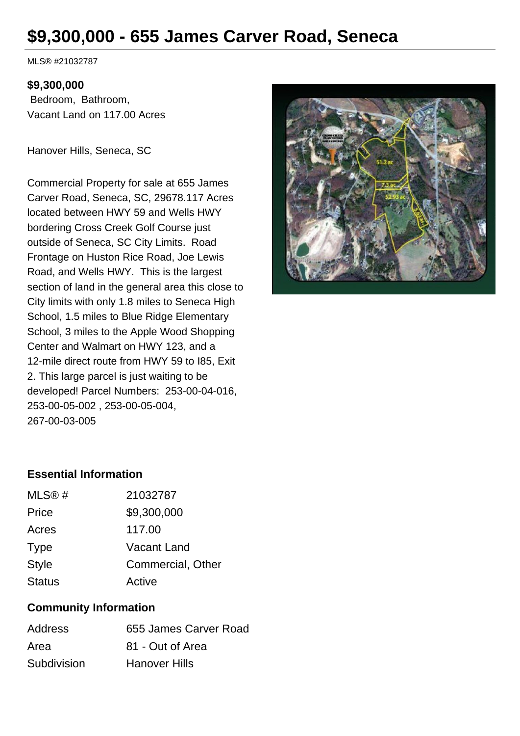# $9,300,000 - 655 James Carver Road, Seneca

MLS® #21032787

**$9,300,000**
Bedroom, Bathroom,
Vacant Land on 117.00 Acres

Hanover Hills, Seneca, SC

Commercial Property for sale at 655 James Carver Road, Seneca, SC, 29678.117 Acres located between HWY 59 and Wells HWY bordering Cross Creek Golf Course just outside of Seneca, SC City Limits. Road Frontage on Huston Rice Road, Joe Lewis Road, and Wells HWY. This is the largest section of land in the general area this close to City limits with only 1.8 miles to Seneca High School, 1.5 miles to Blue Ridge Elementary School, 3 miles to the Apple Wood Shopping Center and Walmart on HWY 123, and a 12-mile direct route from HWY 59 to I85, Exit 2. This large parcel is just waiting to be developed! Parcel Numbers: 253-00-04-016, 253-00-05-002 , 253-00-05-004, 267-00-03-005

### Essential Information

| | |
|---|---|
| MLS® # | 21032787 |
| Price | $9,300,000 |
| Acres | 117.00 |
| Type | Vacant Land |
| Style | Commercial, Other |
| Status | Active |

### Community Information

| | |
|---|---|
| Address | 655 James Carver Road |
| Area | 81 - Out of Area |
| Subdivision | Hanover Hills |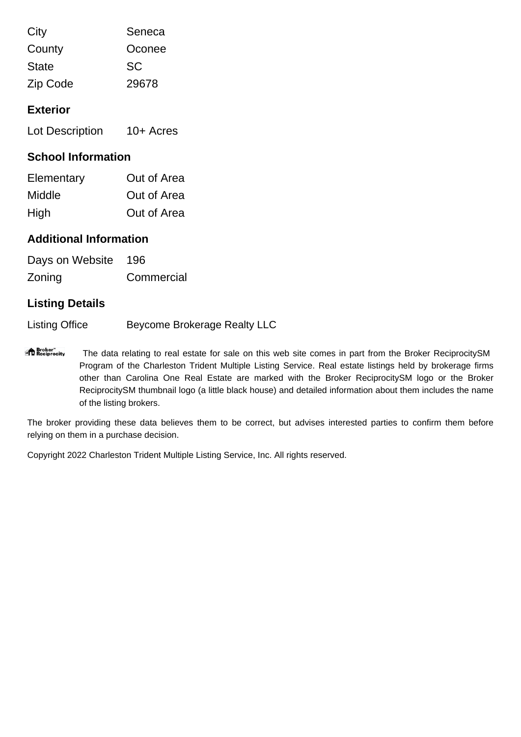| | |
|---|---|
| City | Seneca |
| County | Oconee |
| State | SC |
| Zip Code | 29678 |

### Exterior

| | |
|---|---|
| Lot Description | 10+ Acres |

### School Information

| | |
|---|---|
| Elementary | Out of Area |
| Middle | Out of Area |
| High | Out of Area |

### Additional Information

| | |
|---|---|
| Days on Website | 196 |
| Zoning | Commercial |

### Listing Details

| | |
|---|---|
| Listing Office | Beycome Brokerage Realty LLC |

Broker Reciprocity

The data relating to real estate for sale on this web site comes in part from the Broker ReciprocitySM Program of the Charleston Trident Multiple Listing Service. Real estate listings held by brokerage firms other than Carolina One Real Estate are marked with the Broker ReciprocitySM logo or the Broker ReciprocitySM thumbnail logo (a little black house) and detailed information about them includes the name of the listing brokers.

The broker providing these data believes them to be correct, but advises interested parties to confirm them before relying on them in a purchase decision.

Copyright 2022 Charleston Trident Multiple Listing Service, Inc. All rights reserved.